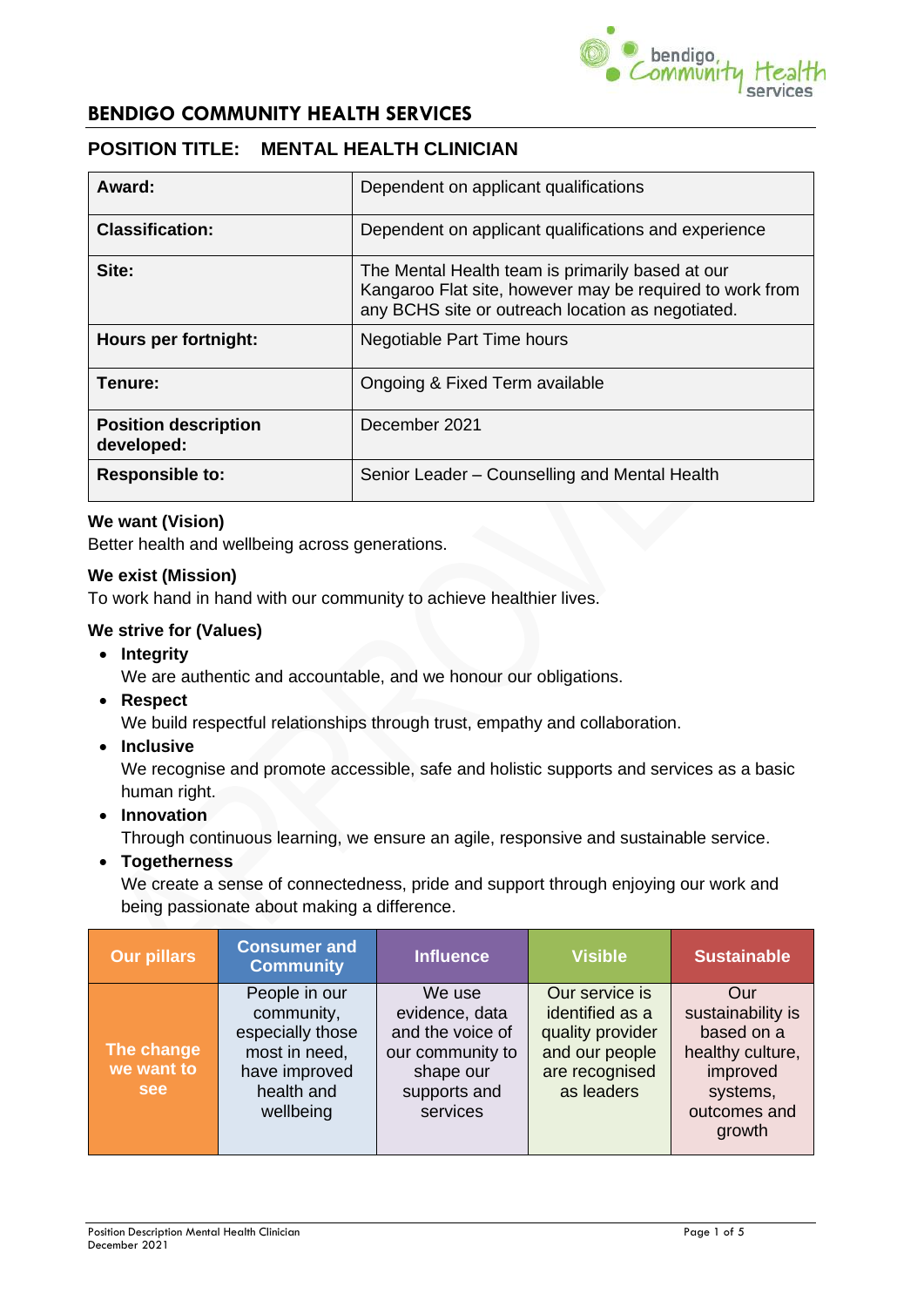# BENDIGO COMMUNITY HEALTH SERVICES

## POSITION TITLE: MENTAL HEALTH CLINICIAN

| | |
|---|---|
| **Award:** | Dependent on applicant qualifications |
| **Classification:** | Dependent on applicant qualifications and experience |
| **Site:** | The Mental Health team is primarily based at our Kangaroo Flat site, however may be required to work from any BCHS site or outreach location as negotiated. |
| **Hours per fortnight:** | Negotiable Part Time hours |
| **Tenure:** | Ongoing & Fixed Term available |
| **Position description developed:** | December 2021 |
| **Responsible to:** | Senior Leader – Counselling and Mental Health |

**We want (Vision)**
Better health and wellbeing across generations.

**We exist (Mission)**
To work hand in hand with our community to achieve healthier lives.

**We strive for (Values)**

- **Integrity**
  We are authentic and accountable, and we honour our obligations.
- **Respect**
  We build respectful relationships through trust, empathy and collaboration.
- **Inclusive**
  We recognise and promote accessible, safe and holistic supports and services as a basic human right.
- **Innovation**
  Through continuous learning, we ensure an agile, responsive and sustainable service.
- **Togetherness**
  We create a sense of connectedness, pride and support through enjoying our work and being passionate about making a difference.

| Our pillars | Consumer and Community | Influence | Visible | Sustainable |
|---|---|---|---|---|
| The change we want to see | People in our community, especially those most in need, have improved health and wellbeing | We use evidence, data and the voice of our community to shape our supports and services | Our service is identified as a quality provider and our people are recognised as leaders | Our sustainability is based on a healthy culture, improved systems, outcomes and growth |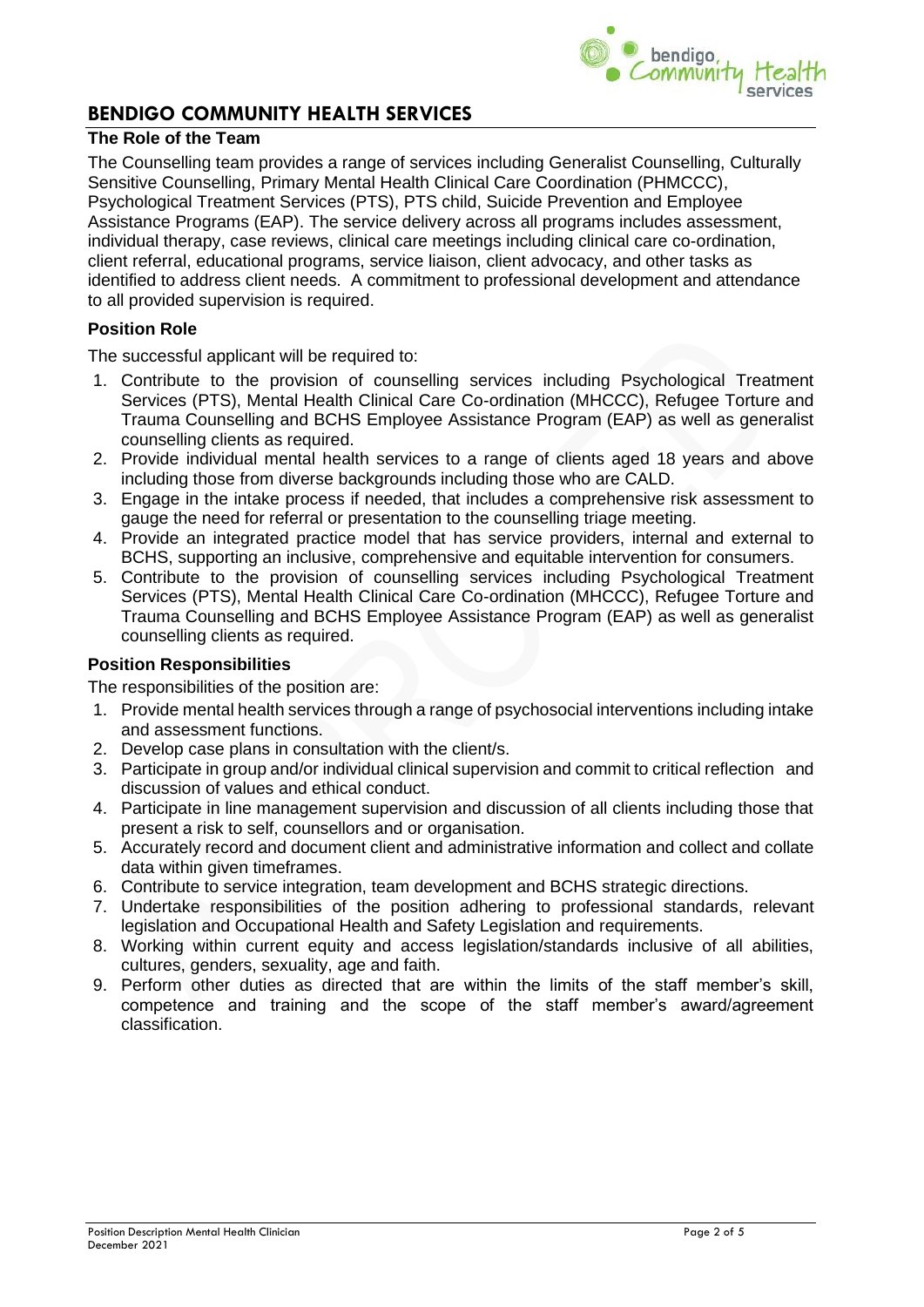# BENDIGO COMMUNITY HEALTH SERVICES

## The Role of the Team

The Counselling team provides a range of services including Generalist Counselling, Culturally Sensitive Counselling, Primary Mental Health Clinical Care Coordination (PHMCCC), Psychological Treatment Services (PTS), PTS child, Suicide Prevention and Employee Assistance Programs (EAP). The service delivery across all programs includes assessment, individual therapy, case reviews, clinical care meetings including clinical care co-ordination, client referral, educational programs, service liaison, client advocacy, and other tasks as identified to address client needs. A commitment to professional development and attendance to all provided supervision is required.

## Position Role

The successful applicant will be required to:

1. Contribute to the provision of counselling services including Psychological Treatment Services (PTS), Mental Health Clinical Care Co-ordination (MHCCC), Refugee Torture and Trauma Counselling and BCHS Employee Assistance Program (EAP) as well as generalist counselling clients as required.
2. Provide individual mental health services to a range of clients aged 18 years and above including those from diverse backgrounds including those who are CALD.
3. Engage in the intake process if needed, that includes a comprehensive risk assessment to gauge the need for referral or presentation to the counselling triage meeting.
4. Provide an integrated practice model that has service providers, internal and external to BCHS, supporting an inclusive, comprehensive and equitable intervention for consumers.
5. Contribute to the provision of counselling services including Psychological Treatment Services (PTS), Mental Health Clinical Care Co-ordination (MHCCC), Refugee Torture and Trauma Counselling and BCHS Employee Assistance Program (EAP) as well as generalist counselling clients as required.

## Position Responsibilities

The responsibilities of the position are:

1. Provide mental health services through a range of psychosocial interventions including intake and assessment functions.
2. Develop case plans in consultation with the client/s.
3. Participate in group and/or individual clinical supervision and commit to critical reflection and discussion of values and ethical conduct.
4. Participate in line management supervision and discussion of all clients including those that present a risk to self, counsellors and or organisation.
5. Accurately record and document client and administrative information and collect and collate data within given timeframes.
6. Contribute to service integration, team development and BCHS strategic directions.
7. Undertake responsibilities of the position adhering to professional standards, relevant legislation and Occupational Health and Safety Legislation and requirements.
8. Working within current equity and access legislation/standards inclusive of all abilities, cultures, genders, sexuality, age and faith.
9. Perform other duties as directed that are within the limits of the staff member's skill, competence and training and the scope of the staff member's award/agreement classification.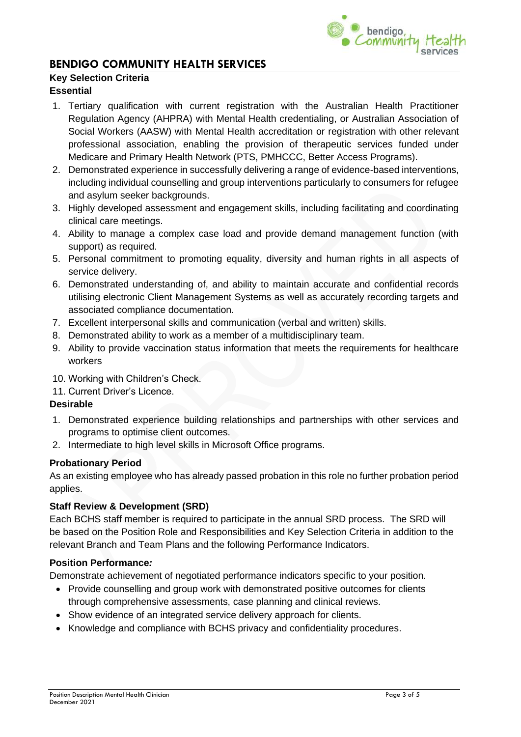## BENDIGO COMMUNITY HEALTH SERVICES

### Key Selection Criteria

**Essential**

1. Tertiary qualification with current registration with the Australian Health Practitioner Regulation Agency (AHPRA) with Mental Health credentialing, or Australian Association of Social Workers (AASW) with Mental Health accreditation or registration with other relevant professional association, enabling the provision of therapeutic services funded under Medicare and Primary Health Network (PTS, PMHCCC, Better Access Programs).
2. Demonstrated experience in successfully delivering a range of evidence-based interventions, including individual counselling and group interventions particularly to consumers for refugee and asylum seeker backgrounds.
3. Highly developed assessment and engagement skills, including facilitating and coordinating clinical care meetings.
4. Ability to manage a complex case load and provide demand management function (with support) as required.
5. Personal commitment to promoting equality, diversity and human rights in all aspects of service delivery.
6. Demonstrated understanding of, and ability to maintain accurate and confidential records utilising electronic Client Management Systems as well as accurately recording targets and associated compliance documentation.
7. Excellent interpersonal skills and communication (verbal and written) skills.
8. Demonstrated ability to work as a member of a multidisciplinary team.
9. Ability to provide vaccination status information that meets the requirements for healthcare workers
10. Working with Children's Check.
11. Current Driver's Licence.

**Desirable**

1. Demonstrated experience building relationships and partnerships with other services and programs to optimise client outcomes.
2. Intermediate to high level skills in Microsoft Office programs.

### Probationary Period

As an existing employee who has already passed probation in this role no further probation period applies.

### Staff Review & Development (SRD)

Each BCHS staff member is required to participate in the annual SRD process. The SRD will be based on the Position Role and Responsibilities and Key Selection Criteria in addition to the relevant Branch and Team Plans and the following Performance Indicators.

### Position Performance*:*

Demonstrate achievement of negotiated performance indicators specific to your position.

- Provide counselling and group work with demonstrated positive outcomes for clients through comprehensive assessments, case planning and clinical reviews.
- Show evidence of an integrated service delivery approach for clients.
- Knowledge and compliance with BCHS privacy and confidentiality procedures.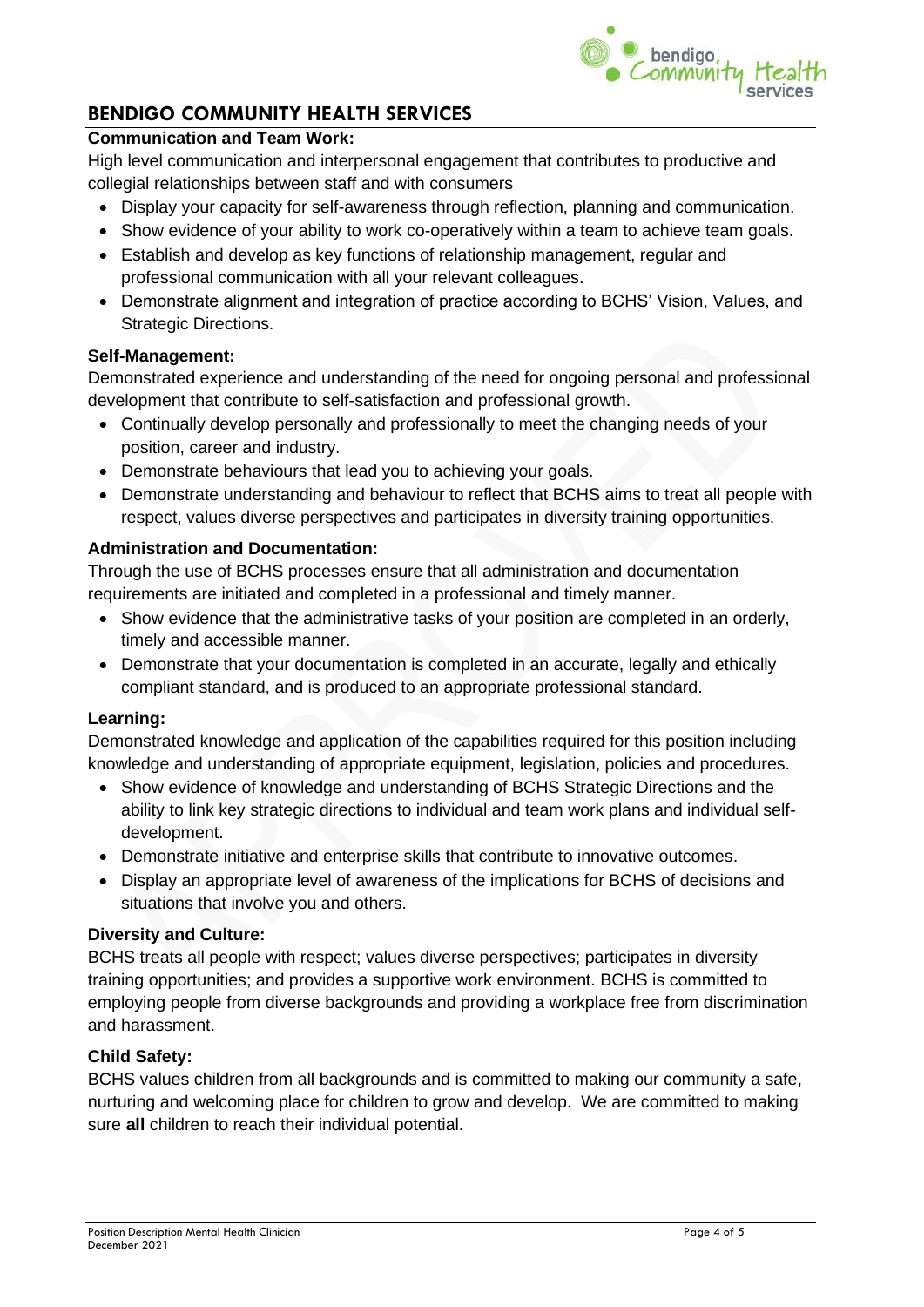## BENDIGO COMMUNITY HEALTH SERVICES

**Communication and Team Work:**

High level communication and interpersonal engagement that contributes to productive and collegial relationships between staff and with consumers

- Display your capacity for self-awareness through reflection, planning and communication.
- Show evidence of your ability to work co-operatively within a team to achieve team goals.
- Establish and develop as key functions of relationship management, regular and professional communication with all your relevant colleagues.
- Demonstrate alignment and integration of practice according to BCHS' Vision, Values, and Strategic Directions.

**Self-Management:**

Demonstrated experience and understanding of the need for ongoing personal and professional development that contribute to self-satisfaction and professional growth.

- Continually develop personally and professionally to meet the changing needs of your position, career and industry.
- Demonstrate behaviours that lead you to achieving your goals.
- Demonstrate understanding and behaviour to reflect that BCHS aims to treat all people with respect, values diverse perspectives and participates in diversity training opportunities.

**Administration and Documentation:**

Through the use of BCHS processes ensure that all administration and documentation requirements are initiated and completed in a professional and timely manner.

- Show evidence that the administrative tasks of your position are completed in an orderly, timely and accessible manner.
- Demonstrate that your documentation is completed in an accurate, legally and ethically compliant standard, and is produced to an appropriate professional standard.

**Learning:**

Demonstrated knowledge and application of the capabilities required for this position including knowledge and understanding of appropriate equipment, legislation, policies and procedures.

- Show evidence of knowledge and understanding of BCHS Strategic Directions and the ability to link key strategic directions to individual and team work plans and individual self-development.
- Demonstrate initiative and enterprise skills that contribute to innovative outcomes.
- Display an appropriate level of awareness of the implications for BCHS of decisions and situations that involve you and others.

**Diversity and Culture:**

BCHS treats all people with respect; values diverse perspectives; participates in diversity training opportunities; and provides a supportive work environment. BCHS is committed to employing people from diverse backgrounds and providing a workplace free from discrimination and harassment.

**Child Safety:**

BCHS values children from all backgrounds and is committed to making our community a safe, nurturing and welcoming place for children to grow and develop. We are committed to making sure **all** children to reach their individual potential.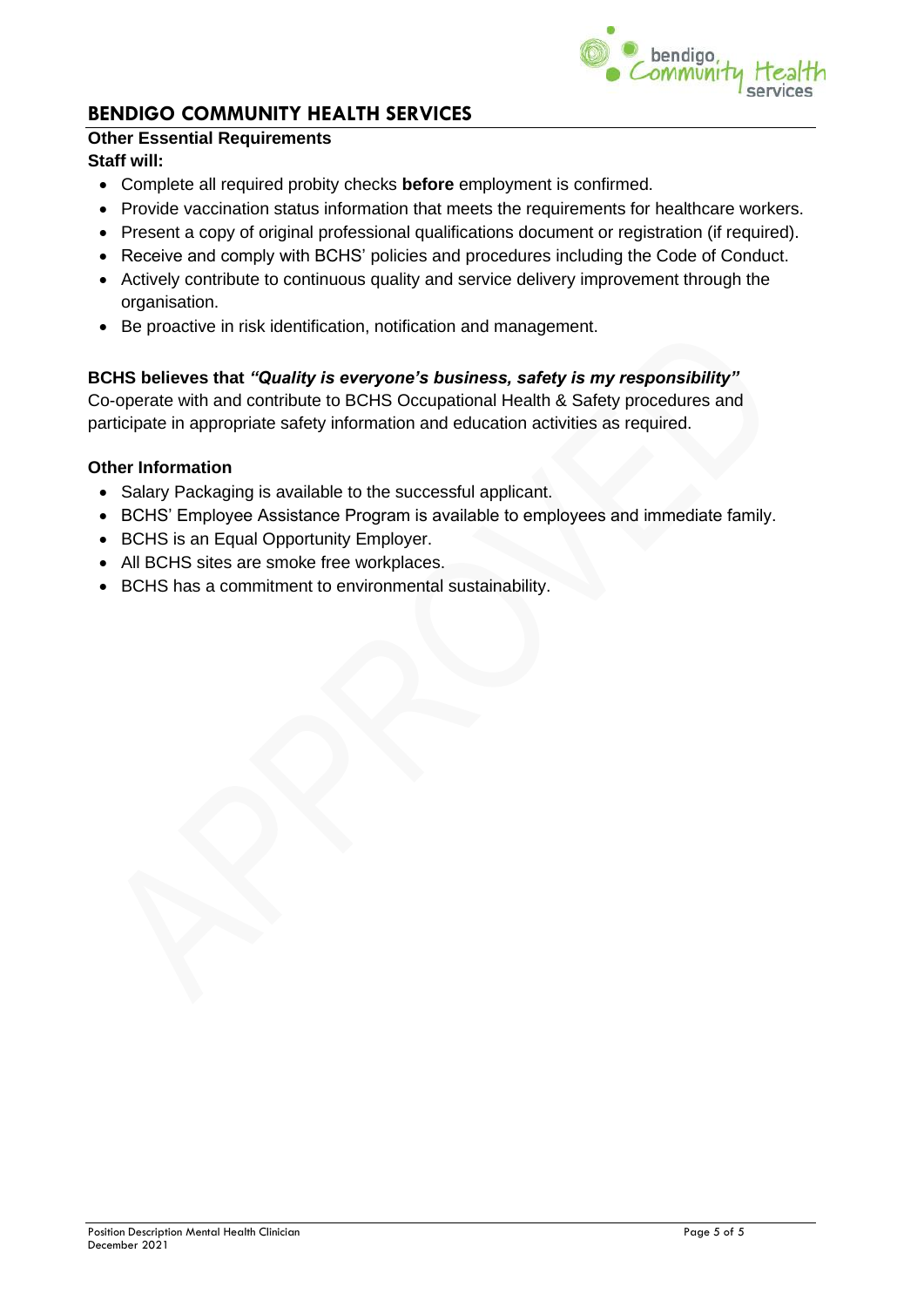## Other Essential Requirements

**Staff will:**

- Complete all required probity checks **before** employment is confirmed.
- Provide vaccination status information that meets the requirements for healthcare workers.
- Present a copy of original professional qualifications document or registration (if required).
- Receive and comply with BCHS' policies and procedures including the Code of Conduct.
- Actively contribute to continuous quality and service delivery improvement through the organisation.
- Be proactive in risk identification, notification and management.

**BCHS believes that *"Quality is everyone's business, safety is my responsibility"***

Co-operate with and contribute to BCHS Occupational Health & Safety procedures and participate in appropriate safety information and education activities as required.

**Other Information**

- Salary Packaging is available to the successful applicant.
- BCHS' Employee Assistance Program is available to employees and immediate family.
- BCHS is an Equal Opportunity Employer.
- All BCHS sites are smoke free workplaces.
- BCHS has a commitment to environmental sustainability.